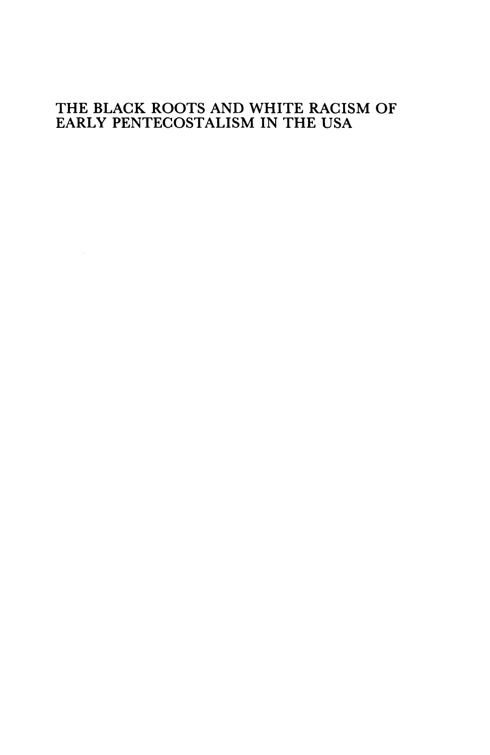# THE BLACK ROOTS AND WHITE RACISM OF EARLY PENTECOSTALISM IN THE USA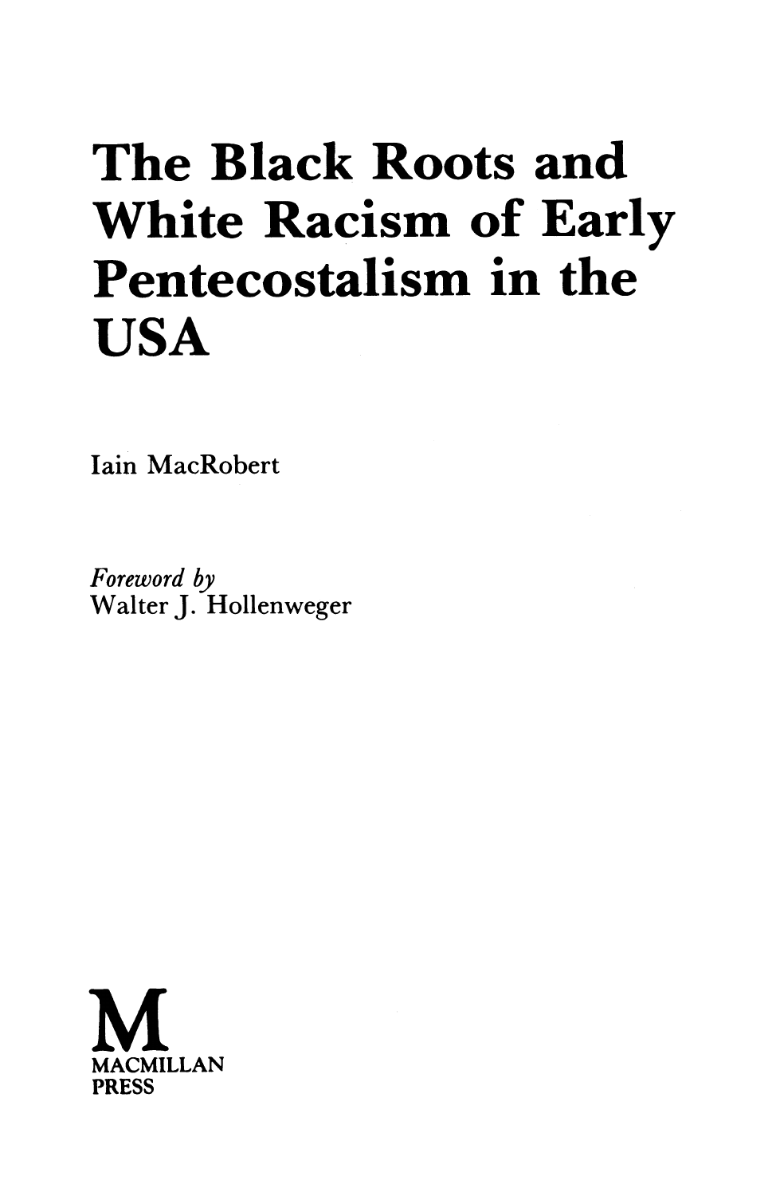# The Black Roots and White Racism of Early Pentecostalism in the USA

Iain MacRobert

*Foreword by*
Walter J. Hollenweger

M
MACMILLAN
PRESS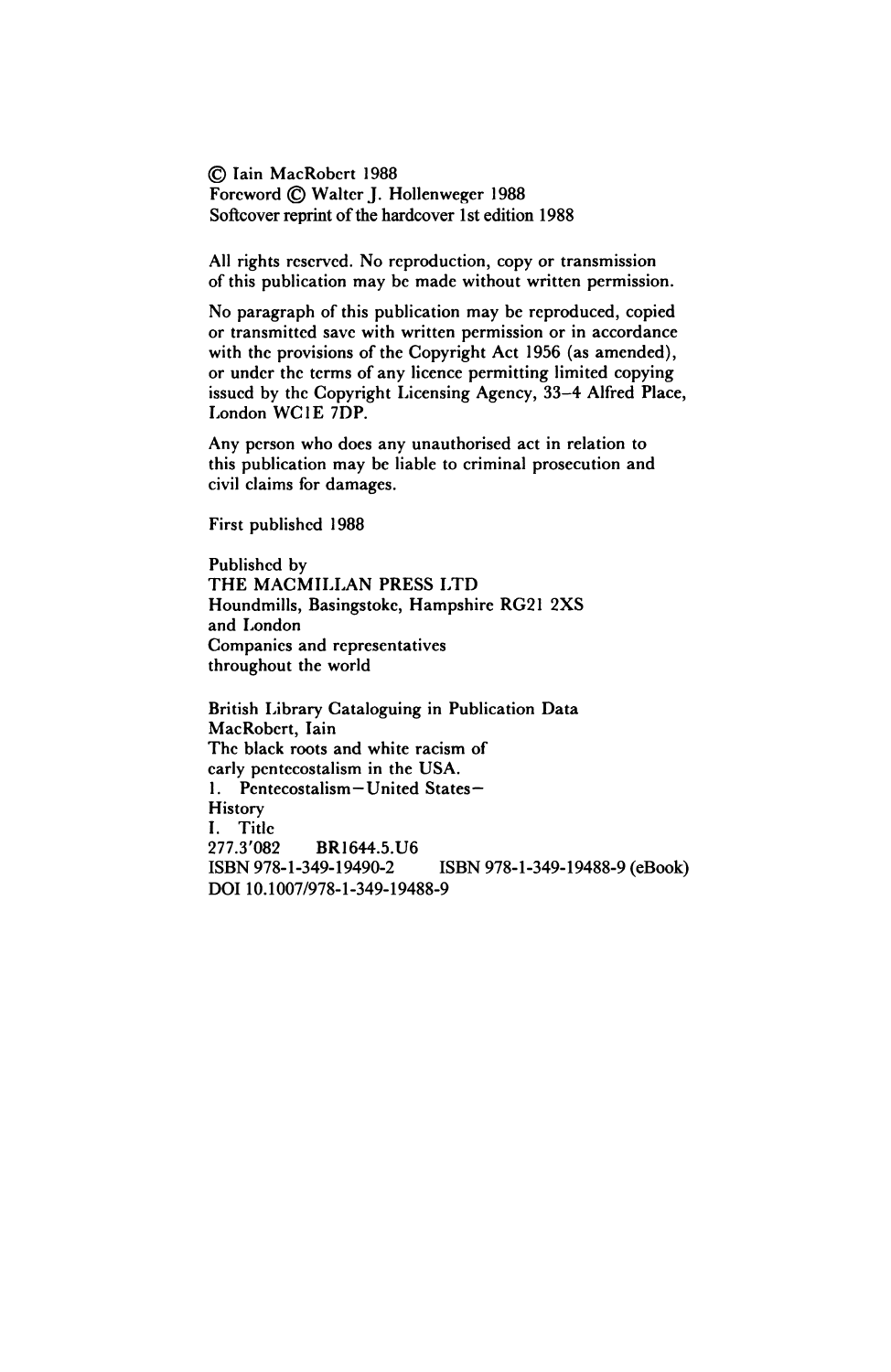© Iain MacRobert 1988
Foreword © Walter J. Hollenweger 1988
Softcover reprint of the hardcover 1st edition 1988

All rights reserved. No reproduction, copy or transmission of this publication may be made without written permission.

No paragraph of this publication may be reproduced, copied or transmitted save with written permission or in accordance with the provisions of the Copyright Act 1956 (as amended), or under the terms of any licence permitting limited copying issued by the Copyright Licensing Agency, 33–4 Alfred Place, London WC1E 7DP.

Any person who does any unauthorised act in relation to this publication may be liable to criminal prosecution and civil claims for damages.

First published 1988

Published by
THE MACMILLAN PRESS LTD
Houndmills, Basingstoke, Hampshire RG21 2XS
and London
Companies and representatives
throughout the world

British Library Cataloguing in Publication Data
MacRobert, Iain
The black roots and white racism of
early pentecostalism in the USA.
1. Pentecostalism—United States—
History
I. Title
277.3'082 BR1644.5.U6
ISBN 978-1-349-19490-2 ISBN 978-1-349-19488-9 (eBook)
DOI 10.1007/978-1-349-19488-9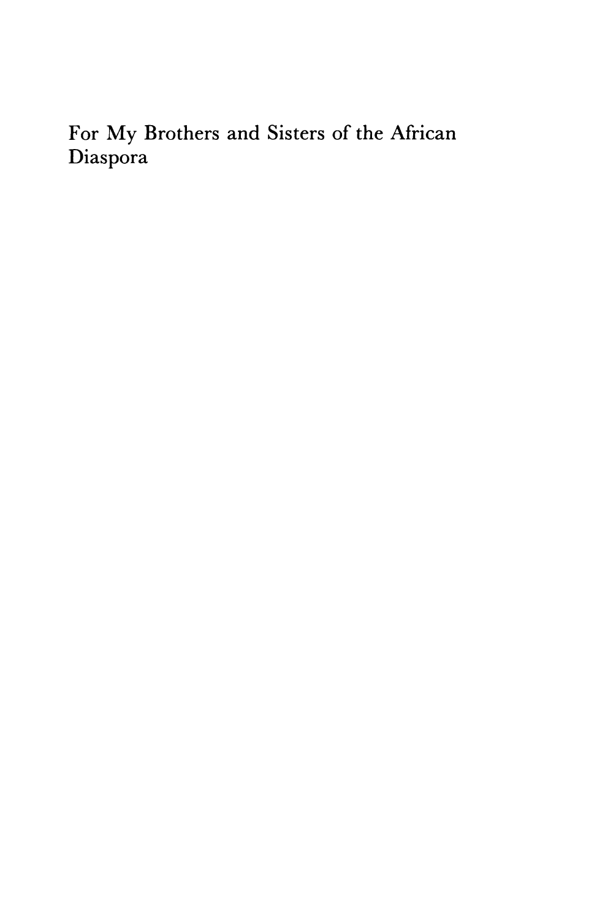For My Brothers and Sisters of the African Diaspora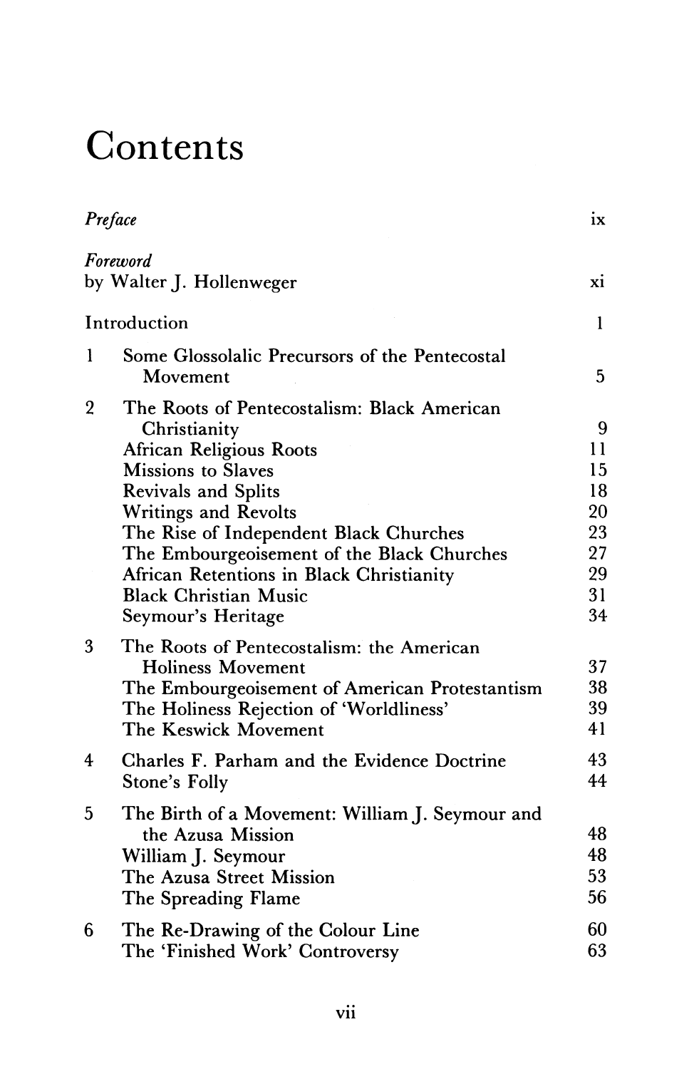# Contents

| | | |
|---|---|---|
| *Preface* | | ix |
| *Foreword* by Walter J. Hollenweger | | xi |
| Introduction | | 1 |
| 1 | Some Glossolalic Precursors of the Pentecostal Movement | 5 |
| 2 | The Roots of Pentecostalism: Black American Christianity | 9 |
| | African Religious Roots | 11 |
| | Missions to Slaves | 15 |
| | Revivals and Splits | 18 |
| | Writings and Revolts | 20 |
| | The Rise of Independent Black Churches | 23 |
| | The Embourgeoisement of the Black Churches | 27 |
| | African Retentions in Black Christianity | 29 |
| | Black Christian Music | 31 |
| | Seymour's Heritage | 34 |
| 3 | The Roots of Pentecostalism: the American Holiness Movement | 37 |
| | The Embourgeoisement of American Protestantism | 38 |
| | The Holiness Rejection of 'Worldliness' | 39 |
| | The Keswick Movement | 41 |
| 4 | Charles F. Parham and the Evidence Doctrine | 43 |
| | Stone's Folly | 44 |
| 5 | The Birth of a Movement: William J. Seymour and the Azusa Mission | 48 |
| | William J. Seymour | 48 |
| | The Azusa Street Mission | 53 |
| | The Spreading Flame | 56 |
| 6 | The Re-Drawing of the Colour Line | 60 |
| | The 'Finished Work' Controversy | 63 |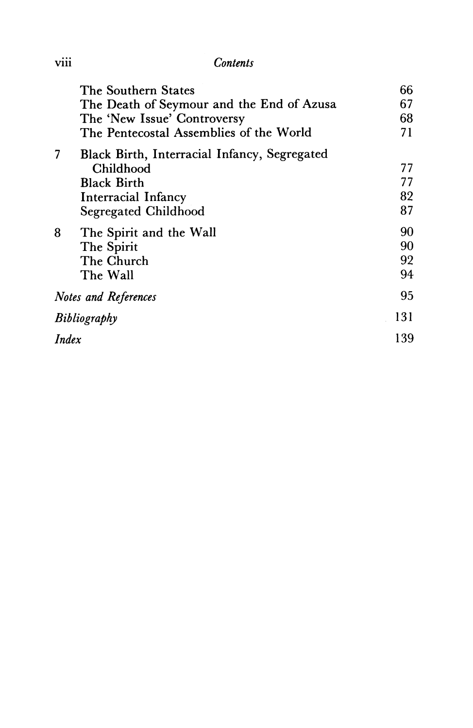| | | |
|---|---|---|
| | The Southern States | 66 |
| | The Death of Seymour and the End of Azusa | 67 |
| | The 'New Issue' Controversy | 68 |
| | The Pentecostal Assemblies of the World | 71 |
| 7 | Black Birth, Interracial Infancy, Segregated Childhood | 77 |
| | Black Birth | 77 |
| | Interracial Infancy | 82 |
| | Segregated Childhood | 87 |
| 8 | The Spirit and the Wall | 90 |
| | The Spirit | 90 |
| | The Church | 92 |
| | The Wall | 94 |
| *Notes and References* | | 95 |
| *Bibliography* | | 131 |
| *Index* | | 139 |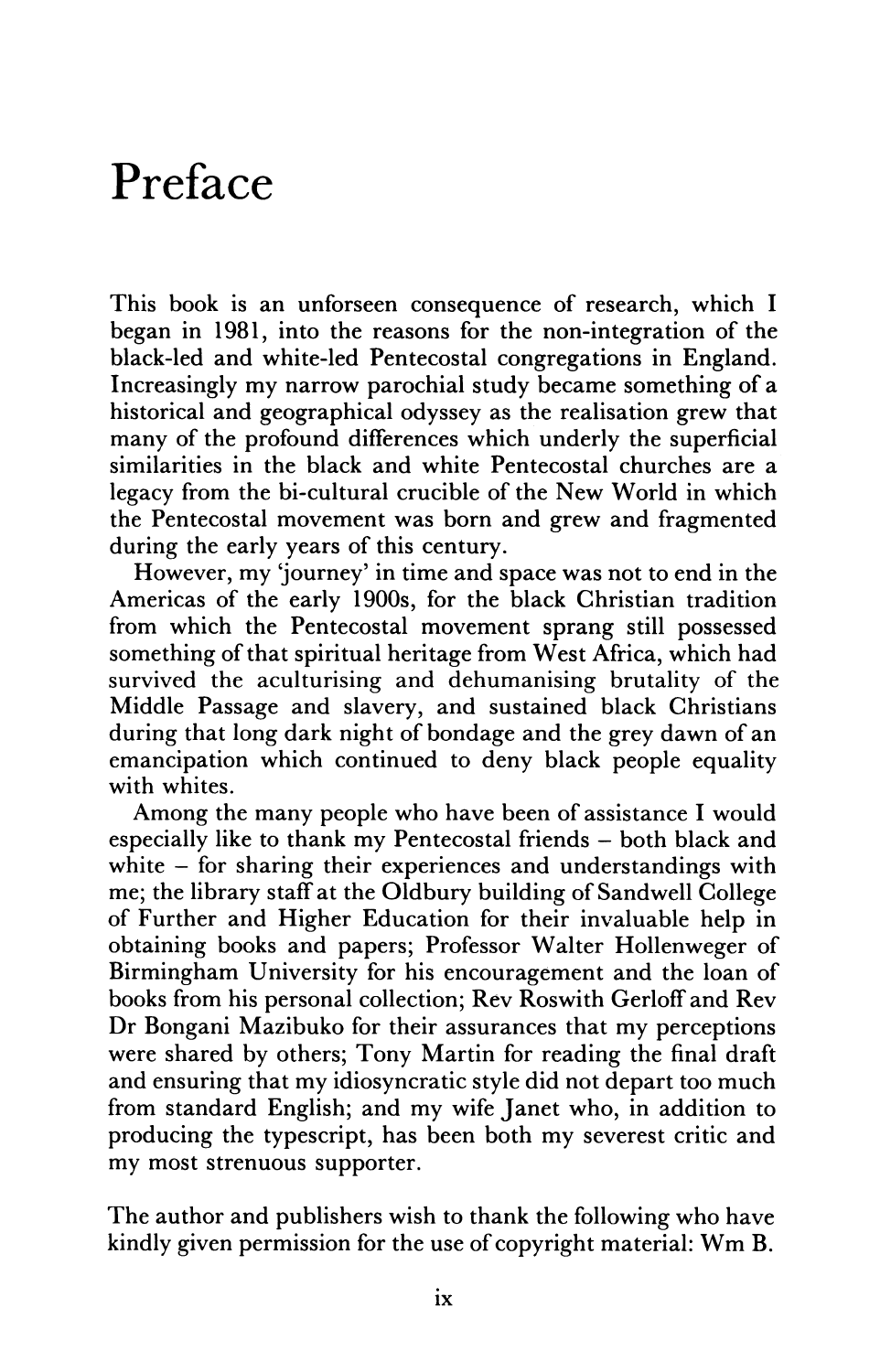# Preface

This book is an unforseen consequence of research, which I began in 1981, into the reasons for the non-integration of the black-led and white-led Pentecostal congregations in England. Increasingly my narrow parochial study became something of a historical and geographical odyssey as the realisation grew that many of the profound differences which underly the superficial similarities in the black and white Pentecostal churches are a legacy from the bi-cultural crucible of the New World in which the Pentecostal movement was born and grew and fragmented during the early years of this century.

However, my 'journey' in time and space was not to end in the Americas of the early 1900s, for the black Christian tradition from which the Pentecostal movement sprang still possessed something of that spiritual heritage from West Africa, which had survived the aculturising and dehumanising brutality of the Middle Passage and slavery, and sustained black Christians during that long dark night of bondage and the grey dawn of an emancipation which continued to deny black people equality with whites.

Among the many people who have been of assistance I would especially like to thank my Pentecostal friends – both black and white – for sharing their experiences and understandings with me; the library staff at the Oldbury building of Sandwell College of Further and Higher Education for their invaluable help in obtaining books and papers; Professor Walter Hollenweger of Birmingham University for his encouragement and the loan of books from his personal collection; Rev Roswith Gerloff and Rev Dr Bongani Mazibuko for their assurances that my perceptions were shared by others; Tony Martin for reading the final draft and ensuring that my idiosyncratic style did not depart too much from standard English; and my wife Janet who, in addition to producing the typescript, has been both my severest critic and my most strenuous supporter.

The author and publishers wish to thank the following who have kindly given permission for the use of copyright material: Wm B.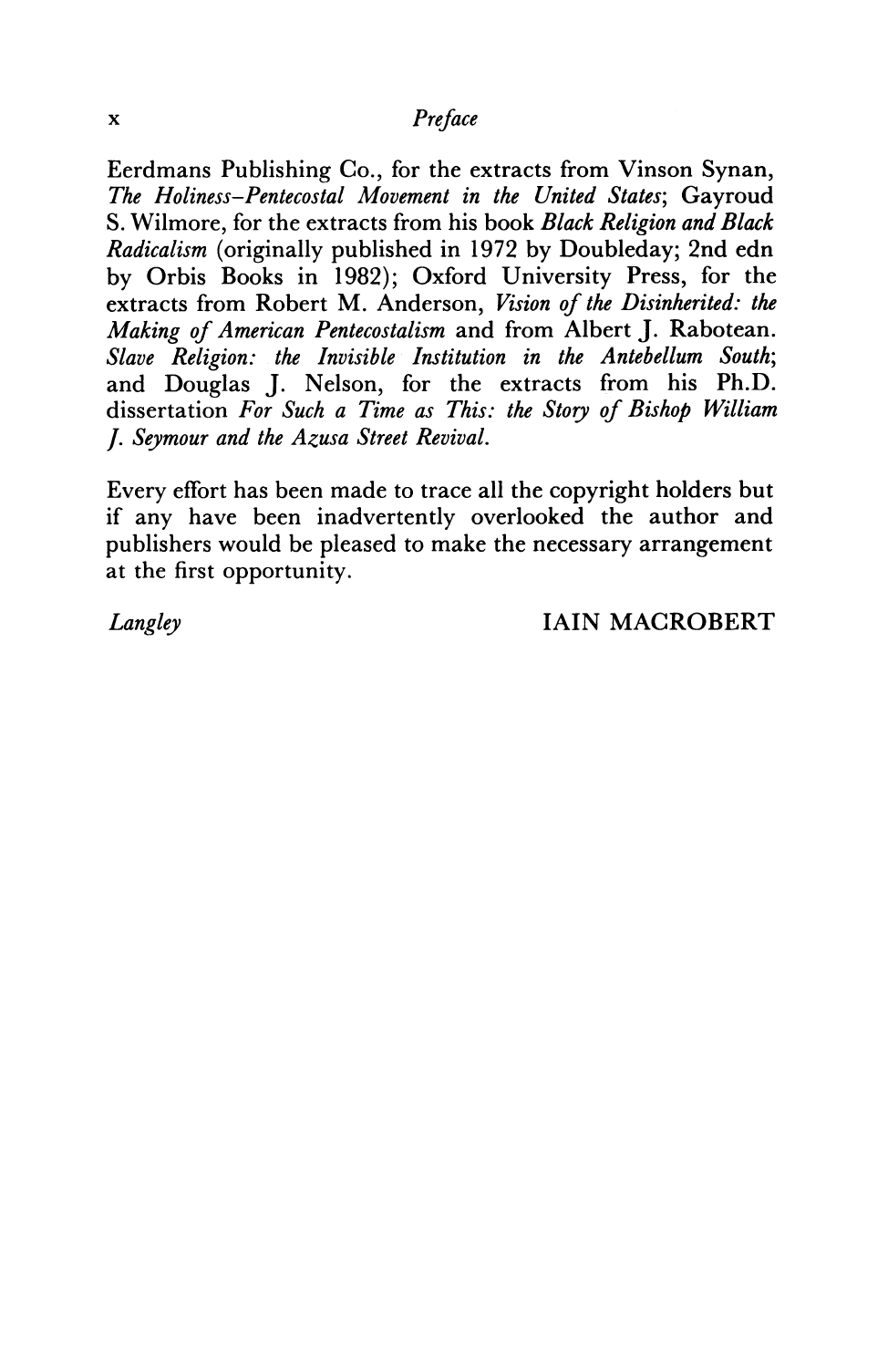Eerdmans Publishing Co., for the extracts from Vinson Synan, *The Holiness–Pentecostal Movement in the United States*; Gayroud S. Wilmore, for the extracts from his book *Black Religion and Black Radicalism* (originally published in 1972 by Doubleday; 2nd edn by Orbis Books in 1982); Oxford University Press, for the extracts from Robert M. Anderson, *Vision of the Disinherited: the Making of American Pentecostalism* and from Albert J. Rabotean. *Slave Religion: the Invisible Institution in the Antebellum South*; and Douglas J. Nelson, for the extracts from his Ph.D. dissertation *For Such a Time as This: the Story of Bishop William J. Seymour and the Azusa Street Revival.*

Every effort has been made to trace all the copyright holders but if any have been inadvertently overlooked the author and publishers would be pleased to make the necessary arrangement at the first opportunity.

*Langley* IAIN MACROBERT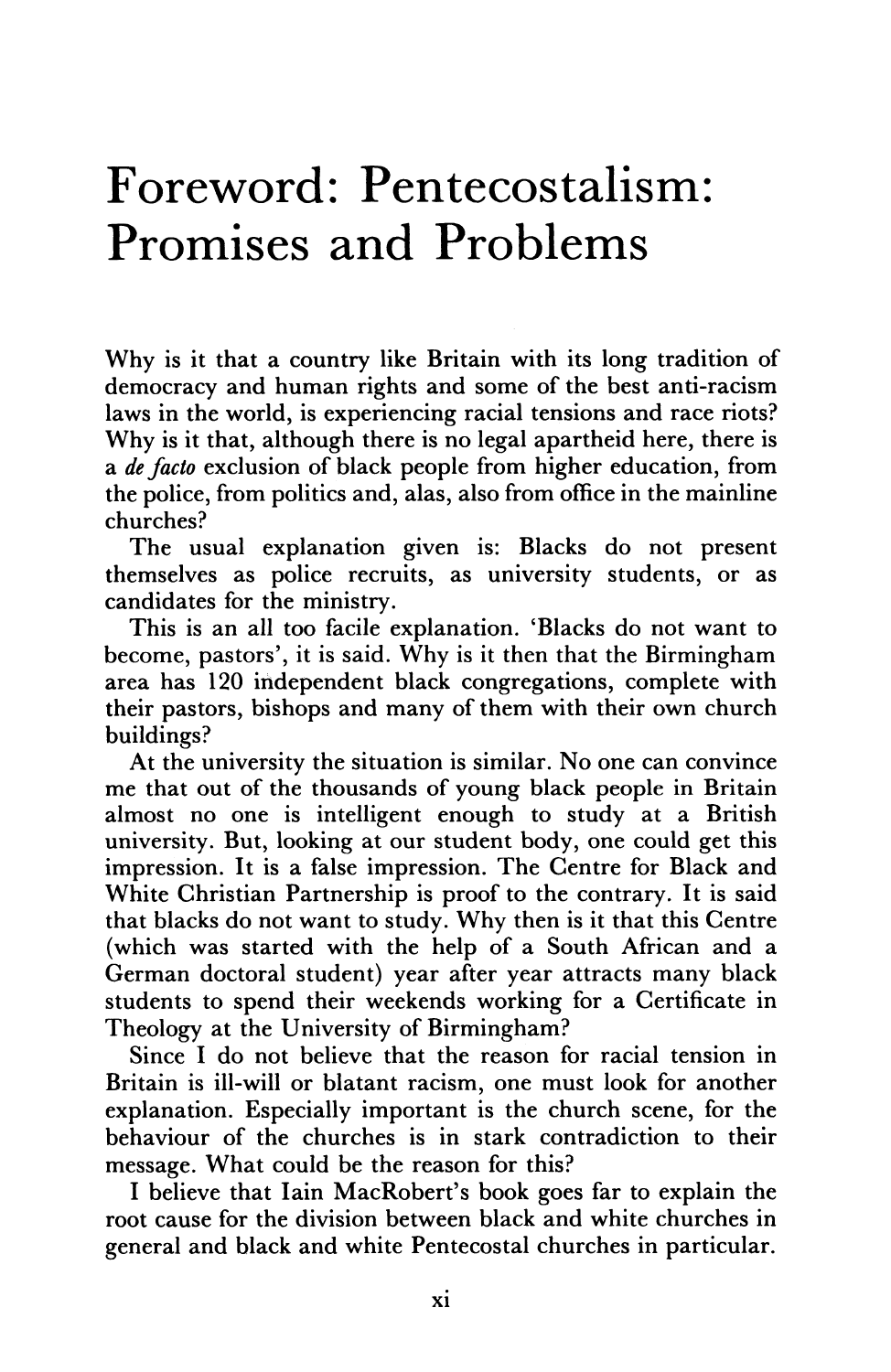# Foreword: Pentecostalism: Promises and Problems

Why is it that a country like Britain with its long tradition of democracy and human rights and some of the best anti-racism laws in the world, is experiencing racial tensions and race riots? Why is it that, although there is no legal apartheid here, there is a *de facto* exclusion of black people from higher education, from the police, from politics and, alas, also from office in the mainline churches?

The usual explanation given is: Blacks do not present themselves as police recruits, as university students, or as candidates for the ministry.

This is an all too facile explanation. 'Blacks do not want to become, pastors', it is said. Why is it then that the Birmingham area has 120 independent black congregations, complete with their pastors, bishops and many of them with their own church buildings?

At the university the situation is similar. No one can convince me that out of the thousands of young black people in Britain almost no one is intelligent enough to study at a British university. But, looking at our student body, one could get this impression. It is a false impression. The Centre for Black and White Christian Partnership is proof to the contrary. It is said that blacks do not want to study. Why then is it that this Centre (which was started with the help of a South African and a German doctoral student) year after year attracts many black students to spend their weekends working for a Certificate in Theology at the University of Birmingham?

Since I do not believe that the reason for racial tension in Britain is ill-will or blatant racism, one must look for another explanation. Especially important is the church scene, for the behaviour of the churches is in stark contradiction to their message. What could be the reason for this?

I believe that Iain MacRobert's book goes far to explain the root cause for the division between black and white churches in general and black and white Pentecostal churches in particular.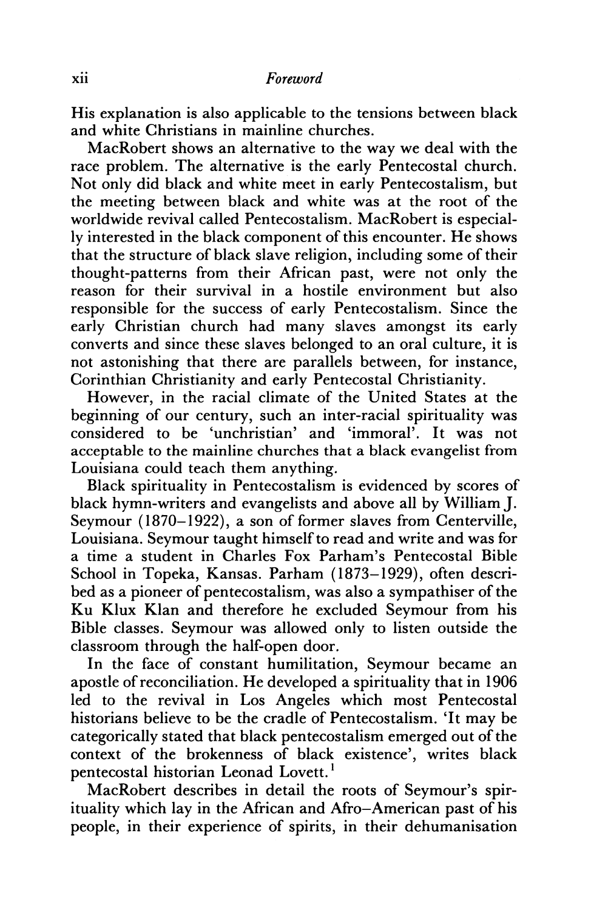His explanation is also applicable to the tensions between black and white Christians in mainline churches.

MacRobert shows an alternative to the way we deal with the race problem. The alternative is the early Pentecostal church. Not only did black and white meet in early Pentecostalism, but the meeting between black and white was at the root of the worldwide revival called Pentecostalism. MacRobert is especially interested in the black component of this encounter. He shows that the structure of black slave religion, including some of their thought-patterns from their African past, were not only the reason for their survival in a hostile environment but also responsible for the success of early Pentecostalism. Since the early Christian church had many slaves amongst its early converts and since these slaves belonged to an oral culture, it is not astonishing that there are parallels between, for instance, Corinthian Christianity and early Pentecostal Christianity.

However, in the racial climate of the United States at the beginning of our century, such an inter-racial spirituality was considered to be 'unchristian' and 'immoral'. It was not acceptable to the mainline churches that a black evangelist from Louisiana could teach them anything.

Black spirituality in Pentecostalism is evidenced by scores of black hymn-writers and evangelists and above all by William J. Seymour (1870–1922), a son of former slaves from Centerville, Louisiana. Seymour taught himself to read and write and was for a time a student in Charles Fox Parham's Pentecostal Bible School in Topeka, Kansas. Parham (1873–1929), often described as a pioneer of pentecostalism, was also a sympathiser of the Ku Klux Klan and therefore he excluded Seymour from his Bible classes. Seymour was allowed only to listen outside the classroom through the half-open door.

In the face of constant humilitation, Seymour became an apostle of reconciliation. He developed a spirituality that in 1906 led to the revival in Los Angeles which most Pentecostal historians believe to be the cradle of Pentecostalism. 'It may be categorically stated that black pentecostalism emerged out of the context of the brokenness of black existence', writes black pentecostal historian Leonad Lovett.[1]

MacRobert describes in detail the roots of Seymour's spirituality which lay in the African and Afro–American past of his people, in their experience of spirits, in their dehumanisation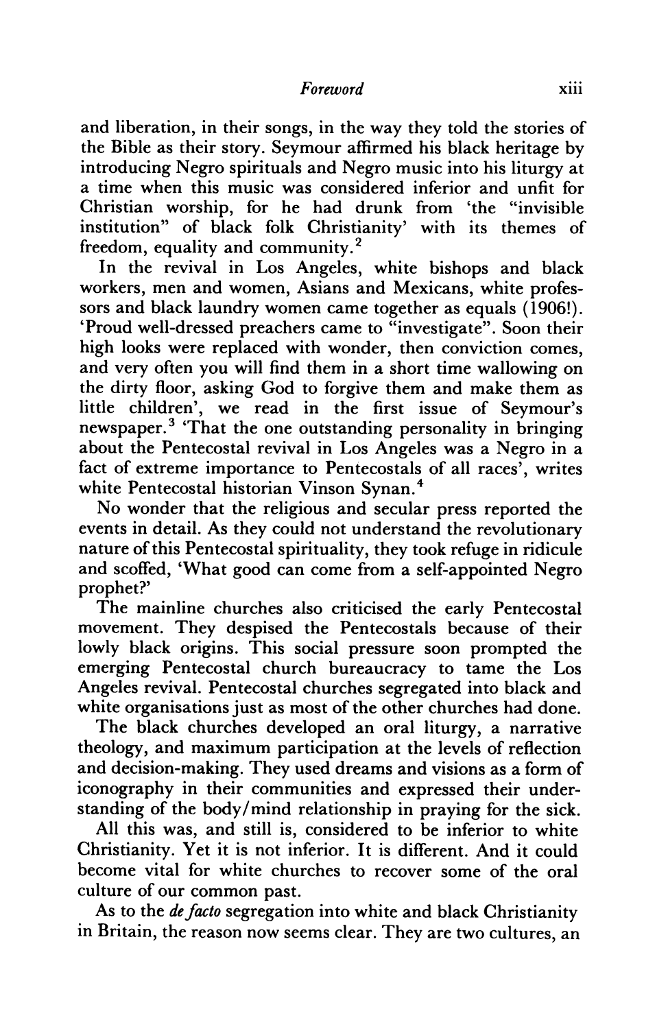and liberation, in their songs, in the way they told the stories of the Bible as their story. Seymour affirmed his black heritage by introducing Negro spirituals and Negro music into his liturgy at a time when this music was considered inferior and unfit for Christian worship, for he had drunk from 'the "invisible institution" of black folk Christianity' with its themes of freedom, equality and community.[2]

In the revival in Los Angeles, white bishops and black workers, men and women, Asians and Mexicans, white professors and black laundry women came together as equals (1906!). 'Proud well-dressed preachers came to "investigate". Soon their high looks were replaced with wonder, then conviction comes, and very often you will find them in a short time wallowing on the dirty floor, asking God to forgive them and make them as little children', we read in the first issue of Seymour's newspaper.[3] 'That the one outstanding personality in bringing about the Pentecostal revival in Los Angeles was a Negro in a fact of extreme importance to Pentecostals of all races', writes white Pentecostal historian Vinson Synan.[4]

No wonder that the religious and secular press reported the events in detail. As they could not understand the revolutionary nature of this Pentecostal spirituality, they took refuge in ridicule and scoffed, 'What good can come from a self-appointed Negro prophet?'

The mainline churches also criticised the early Pentecostal movement. They despised the Pentecostals because of their lowly black origins. This social pressure soon prompted the emerging Pentecostal church bureaucracy to tame the Los Angeles revival. Pentecostal churches segregated into black and white organisations just as most of the other churches had done.

The black churches developed an oral liturgy, a narrative theology, and maximum participation at the levels of reflection and decision-making. They used dreams and visions as a form of iconography in their communities and expressed their understanding of the body/mind relationship in praying for the sick.

All this was, and still is, considered to be inferior to white Christianity. Yet it is not inferior. It is different. And it could become vital for white churches to recover some of the oral culture of our common past.

As to the *de facto* segregation into white and black Christianity in Britain, the reason now seems clear. They are two cultures, an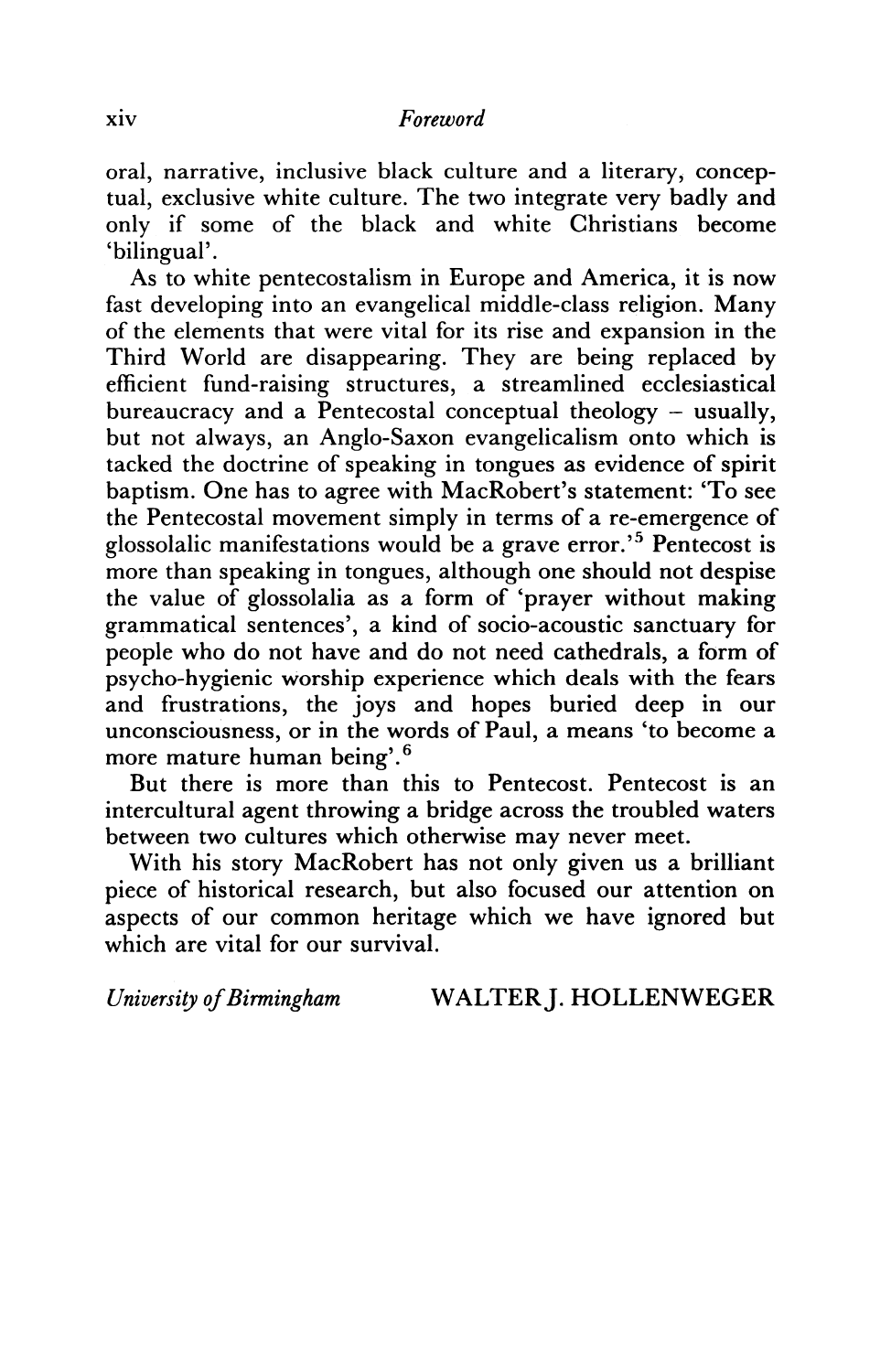oral, narrative, inclusive black culture and a literary, conceptual, exclusive white culture. The two integrate very badly and only if some of the black and white Christians become 'bilingual'.

As to white pentecostalism in Europe and America, it is now fast developing into an evangelical middle-class religion. Many of the elements that were vital for its rise and expansion in the Third World are disappearing. They are being replaced by efficient fund-raising structures, a streamlined ecclesiastical bureaucracy and a Pentecostal conceptual theology – usually, but not always, an Anglo-Saxon evangelicalism onto which is tacked the doctrine of speaking in tongues as evidence of spirit baptism. One has to agree with MacRobert's statement: 'To see the Pentecostal movement simply in terms of a re-emergence of glossolalic manifestations would be a grave error.'[5] Pentecost is more than speaking in tongues, although one should not despise the value of glossolalia as a form of 'prayer without making grammatical sentences', a kind of socio-acoustic sanctuary for people who do not have and do not need cathedrals, a form of psycho-hygienic worship experience which deals with the fears and frustrations, the joys and hopes buried deep in our unconsciousness, or in the words of Paul, a means 'to become a more mature human being'.[6]

But there is more than this to Pentecost. Pentecost is an intercultural agent throwing a bridge across the troubled waters between two cultures which otherwise may never meet.

With his story MacRobert has not only given us a brilliant piece of historical research, but also focused our attention on aspects of our common heritage which we have ignored but which are vital for our survival.

*University of Birmingham* WALTER J. HOLLENWEGER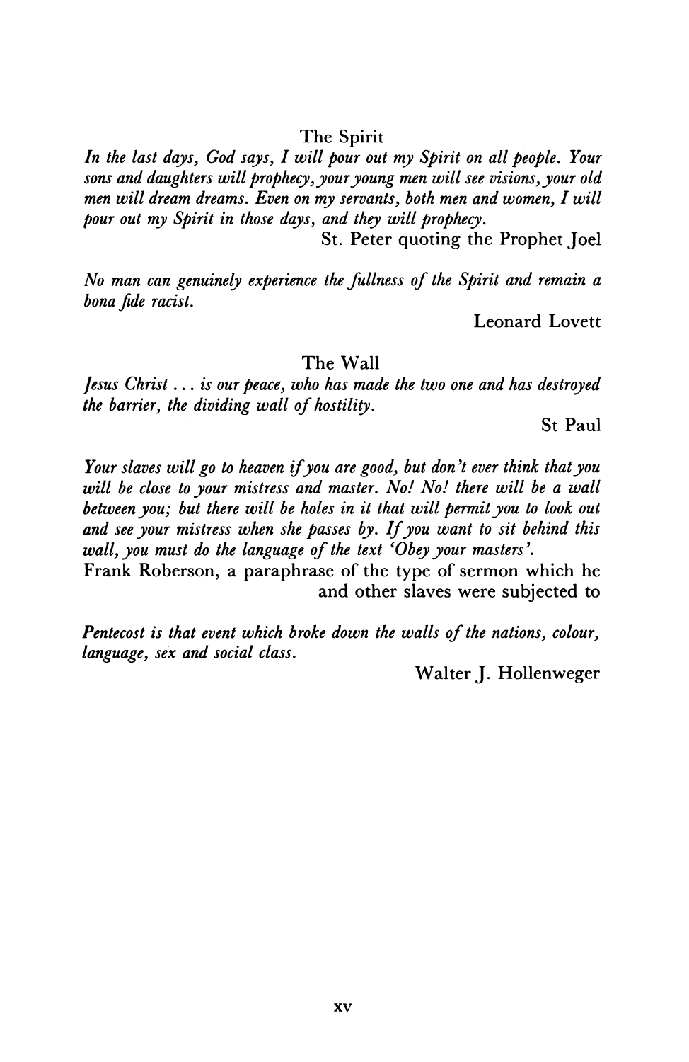## The Spirit

*In the last days, God says, I will pour out my Spirit on all people. Your sons and daughters will prophecy, your young men will see visions, your old men will dream dreams. Even on my servants, both men and women, I will pour out my Spirit in those days, and they will prophecy.*

St. Peter quoting the Prophet Joel

*No man can genuinely experience the fullness of the Spirit and remain a bona fide racist.*

Leonard Lovett

## The Wall

*Jesus Christ ... is our peace, who has made the two one and has destroyed the barrier, the dividing wall of hostility.*

St Paul

*Your slaves will go to heaven if you are good, but don't ever think that you will be close to your mistress and master. No! No! there will be a wall between you; but there will be holes in it that will permit you to look out and see your mistress when she passes by. If you want to sit behind this wall, you must do the language of the text 'Obey your masters'.*

Frank Roberson, a paraphrase of the type of sermon which he and other slaves were subjected to

*Pentecost is that event which broke down the walls of the nations, colour, language, sex and social class.*

Walter J. Hollenweger